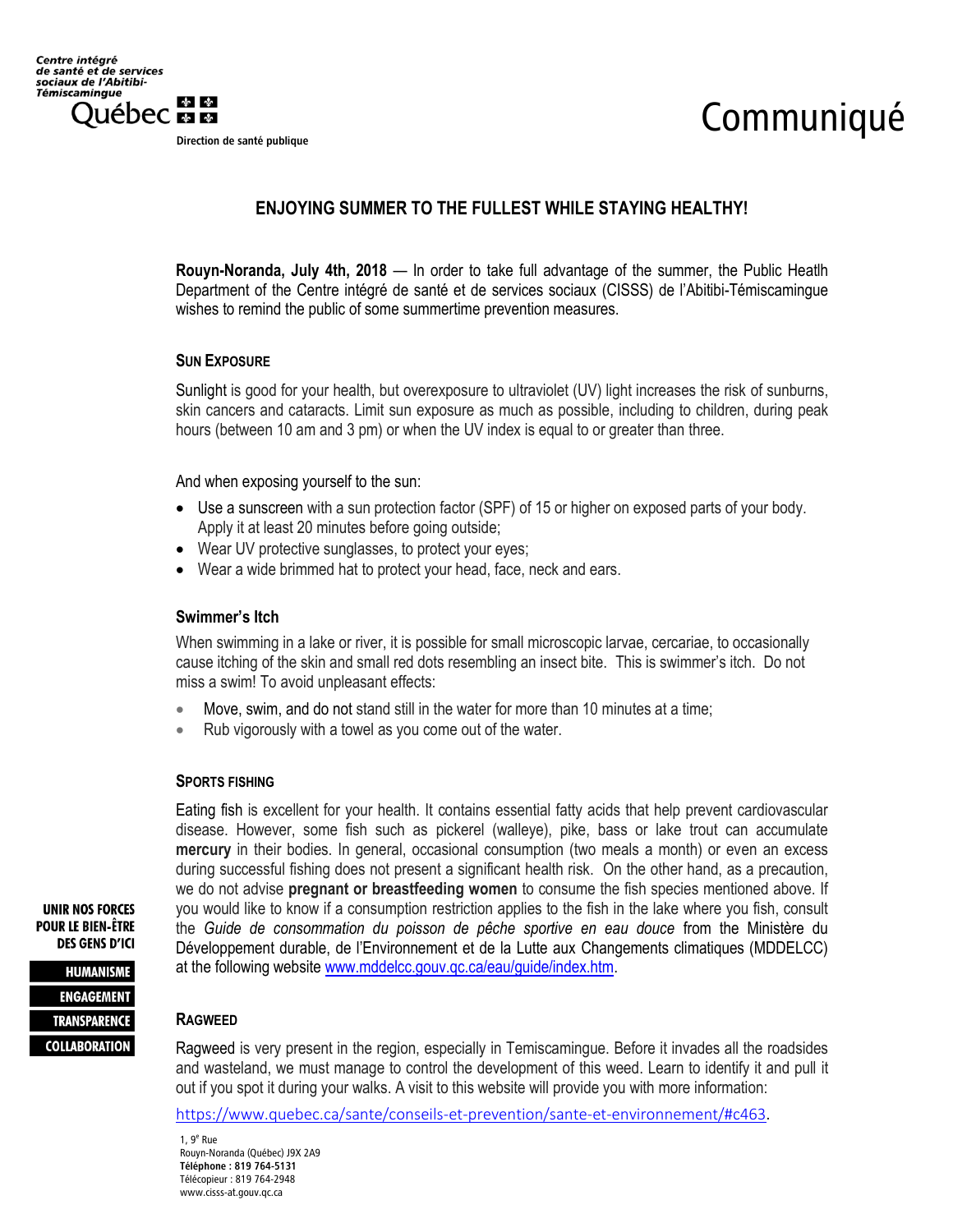Centre intégré de santé et de services sociaux de l'Abitibi-Témiscamingue

Québec

Direction de santé publique

# Communiqué

## ENJOYING SUMMER TO THE FULLEST WHILE STAYING HEALTHY!

**Rouyn-Noranda, July 4th, 2018** — In order to take full advantage of the summer, the Public Heatlh Department of the Centre intégré de santé et de services sociaux (CISSS) de l'Abitibi-Témiscamingue wishes to remind the public of some summertime prevention measures.

### SUN EXPOSURE

Sunlight is good for your health, but overexposure to ultraviolet (UV) light increases the risk of sunburns, skin cancers and cataracts. Limit sun exposure as much as possible, including to children, during peak hours (between 10 am and 3 pm) or when the UV index is equal to or greater than three.

And when exposing yourself to the sun:

- Use a sunscreen with a sun protection factor (SPF) of 15 or higher on exposed parts of your body. Apply it at least 20 minutes before going outside;
- Wear UV protective sunglasses, to protect your eyes;
- Wear a wide brimmed hat to protect your head, face, neck and ears.

### Swimmer's Itch

When swimming in a lake or river, it is possible for small microscopic larvae, cercariae, to occasionally cause itching of the skin and small red dots resembling an insect bite. This is swimmer's itch. Do not miss a swim! To avoid unpleasant effects:

- Move, swim, and do not stand still in the water for more than 10 minutes at a time;
- Rub vigorously with a towel as you come out of the water.

### SPORTS FISHING

Eating fish is excellent for your health. It contains essential fatty acids that help prevent cardiovascular disease. However, some fish such as pickerel (walleye), pike, bass or lake trout can accumulate **mercury** in their bodies. In general, occasional consumption (two meals a month) or even an excess during successful fishing does not present a significant health risk. On the other hand, as a precaution, we do not advise **pregnant or breastfeeding women** to consume the fish species mentioned above. If you would like to know if a consumption restriction applies to the fish in the lake where you fish, consult the *Guide de consommation du poisson de pêche sportive en eau douce* from the Ministère du Développement durable, de l'Environnement et de la Lutte aux Changements climatiques (MDDELCC) at the following website www.mddelcc.gouv.qc.ca/eau/guide/index.htm.

### RAGWEED

Ragweed is very present in the region, especially in Temiscamingue. Before it invades all the roadsides and wasteland, we must manage to control the development of this weed. Learn to identify it and pull it out if you spot it during your walks. A visit to this website will provide you with more information:

https://www.quebec.ca/sante/conseils-et-prevention/sante-et-environnement/#c463.

UNIR NOS FORCES POUR LE BIEN-ÊTRE DES GENS D'ICI

HUMANISME
ENGAGEMENT
TRANSPARENCE
COLLABORATION

1, 9e Rue
Rouyn-Noranda (Québec) J9X 2A9
**Téléphone : 819 764-5131**
Télécopieur : 819 764-2948
www.cisss-at.gouv.qc.ca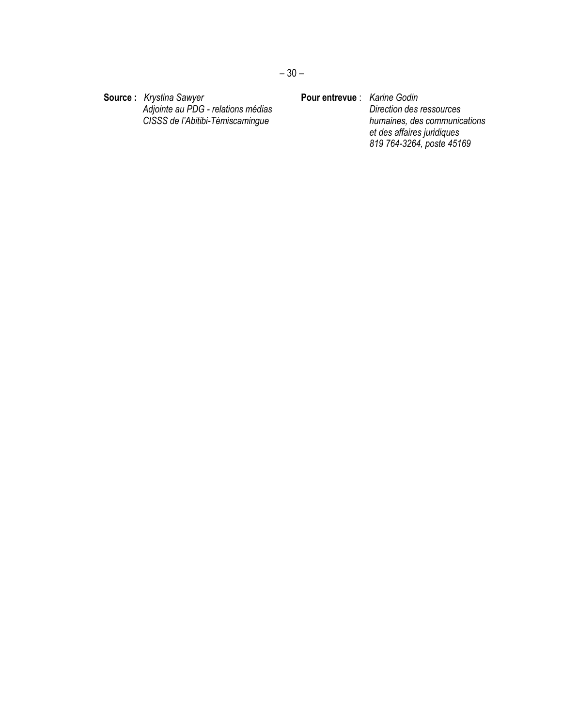– 30 –

**Source :** *Krystina Sawyer*
*Adjointe au PDG - relations médias*
*CISSS de l'Abitibi-Témiscamingue*

**Pour entrevue** : *Karine Godin*
*Direction des ressources humaines, des communications et des affaires juridiques*
*819 764-3264, poste 45169*